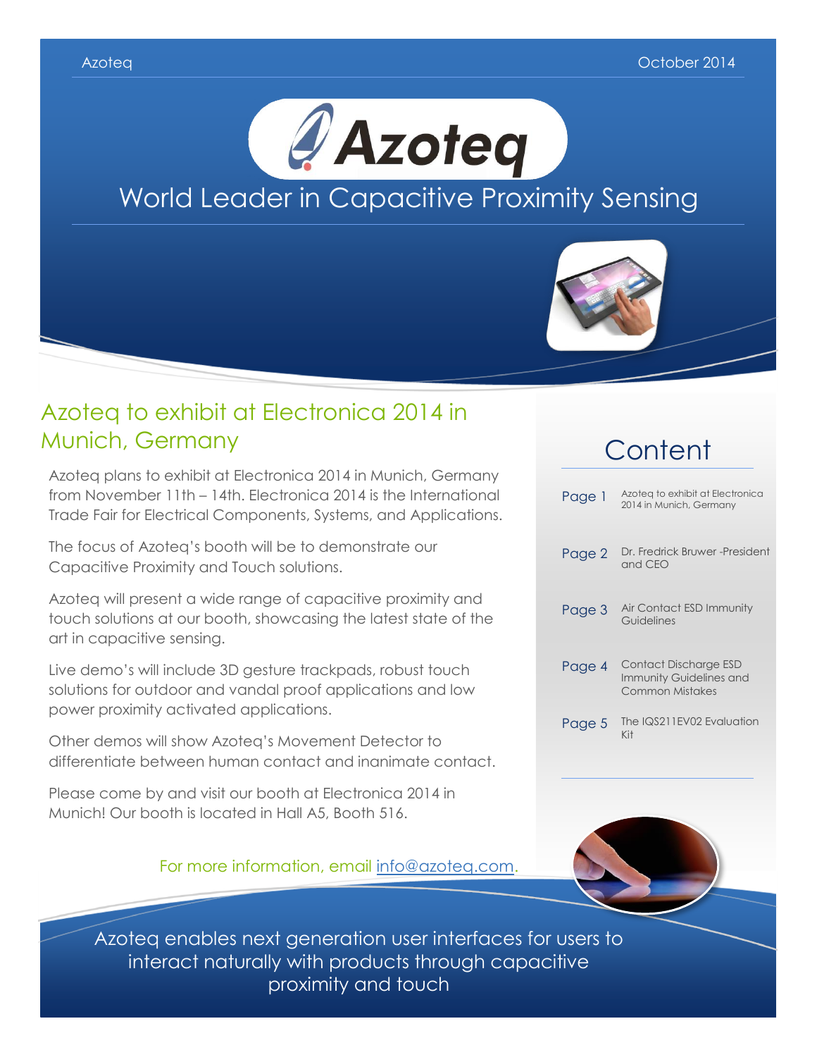# Azoteq

## World Leader in Capacitive Proximity Sensing

## Azoteq to exhibit at Electronica 2014 in Munich, Germany

Azoteq plans to exhibit at Electronica 2014 in Munich, Germany from November 11th – 14th. Electronica 2014 is the International Trade Fair for Electrical Components, Systems, and Applications.

The focus of Azoteq's booth will be to demonstrate our Capacitive Proximity and Touch solutions.

Azoteq will present a wide range of capacitive proximity and touch solutions at our booth, showcasing the latest state of the art in capacitive sensing.

Live demo's will include 3D gesture trackpads, robust touch solutions for outdoor and vandal proof applications and low power proximity activated applications.

Other demos will show Azoteq's Movement Detector to differentiate between human contact and inanimate contact.

Please come by and visit our booth at Electronica 2014 in Munich! Our booth is located in Hall A5, Booth 516.

For more information, email [info@azoteq.com](mailto:info@azoteq.com).

## Content

| | |
|---|---|
| Page 1 | Azoteq to exhibit at Electronica 2014 in Munich, Germany |
| Page 2 | Dr. Fredrick Bruwer -President and CEO |
| Page 3 | Air Contact ESD Immunity Guidelines |
| Page 4 | Contact Discharge ESD Immunity Guidelines and Common Mistakes |
| Page 5 | The IQS211EV02 Evaluation Kit |

Azoteq enables next generation user interfaces for users to interact naturally with products through capacitive proximity and touch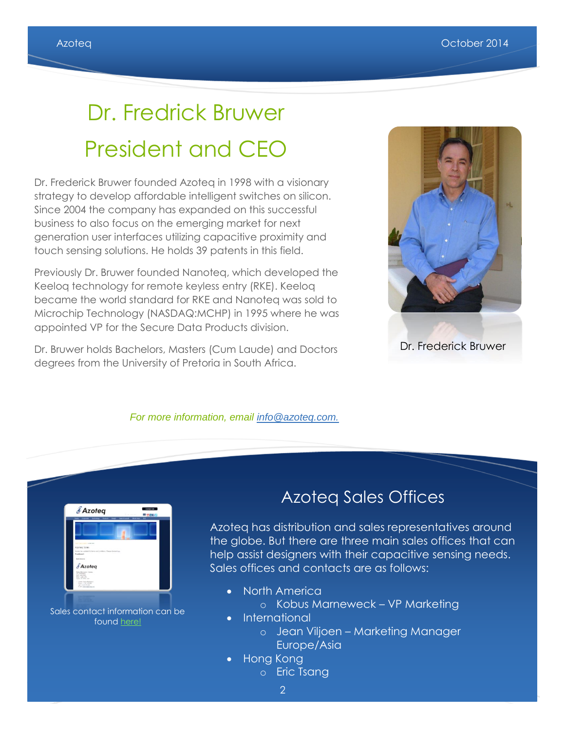# Dr. Fredrick Bruwer

# President and CEO

Dr. Frederick Bruwer founded Azoteq in 1998 with a visionary strategy to develop affordable intelligent switches on silicon. Since 2004 the company has expanded on this successful business to also focus on the emerging market for next generation user interfaces utilizing capacitive proximity and touch sensing solutions. He holds 39 patents in this field.

Previously Dr. Bruwer founded Nanoteq, which developed the Keeloq technology for remote keyless entry (RKE). Keeloq became the world standard for RKE and Nanoteq was sold to Microchip Technology (NASDAQ:MCHP) in 1995 where he was appointed VP for the Secure Data Products division.

Dr. Bruwer holds Bachelors, Masters (Cum Laude) and Doctors degrees from the University of Pretoria in South Africa.

Dr. Frederick Bruwer

*For more information, email info@azoteq.com.*

## Azoteq Sales Offices

Azoteq has distribution and sales representatives around the globe. But there are three main sales offices that can help assist designers with their capacitive sensing needs. Sales offices and contacts are as follows:

- North America
  - Kobus Marneweck – VP Marketing
- International
  - Jean Viljoen – Marketing Manager Europe/Asia
- Hong Kong
  - Eric Tsang

Sales contact information can be found here!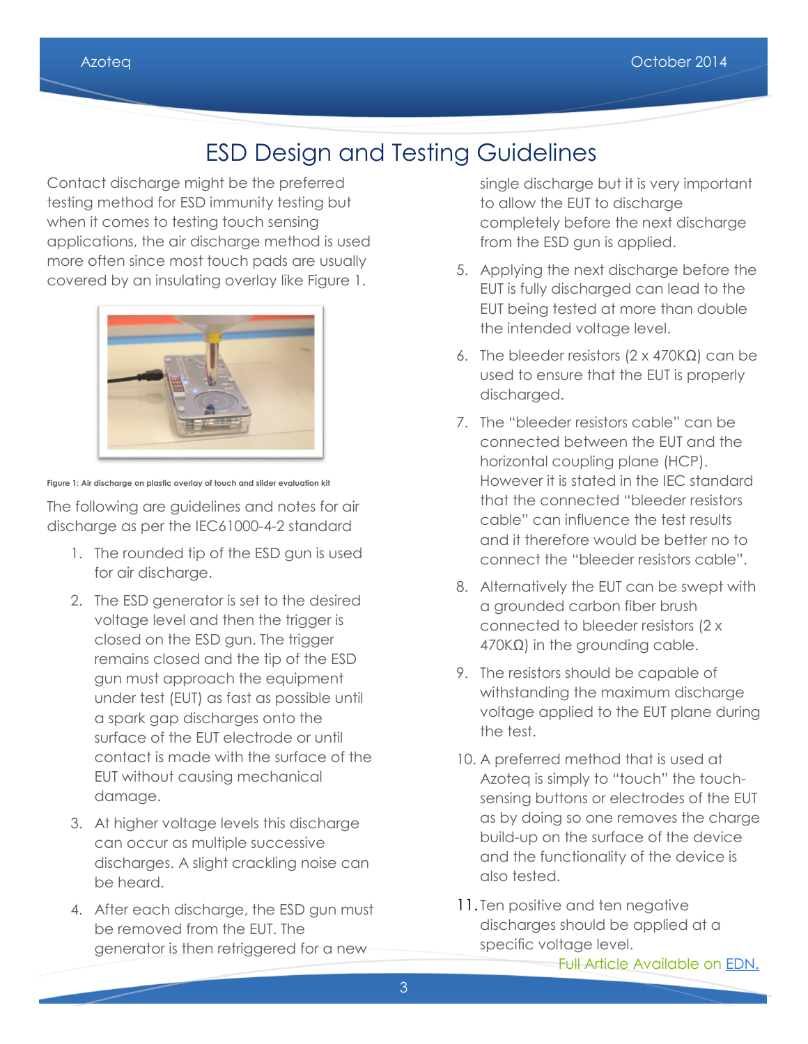# ESD Design and Testing Guidelines

Contact discharge might be the preferred testing method for ESD immunity testing but when it comes to testing touch sensing applications, the air discharge method is used more often since most touch pads are usually covered by an insulating overlay like Figure 1.

Figure 1: Air discharge on plastic overlay of touch and slider evaluation kit

The following are guidelines and notes for air discharge as per the IEC61000-4-2 standard

1. The rounded tip of the ESD gun is used for air discharge.
2. The ESD generator is set to the desired voltage level and then the trigger is closed on the ESD gun. The trigger remains closed and the tip of the ESD gun must approach the equipment under test (EUT) as fast as possible until a spark gap discharges onto the surface of the EUT electrode or until contact is made with the surface of the EUT without causing mechanical damage.
3. At higher voltage levels this discharge can occur as multiple successive discharges. A slight crackling noise can be heard.
4. After each discharge, the ESD gun must be removed from the EUT. The generator is then retriggered for a new single discharge but it is very important to allow the EUT to discharge completely before the next discharge from the ESD gun is applied.
5. Applying the next discharge before the EUT is fully discharged can lead to the EUT being tested at more than double the intended voltage level.
6. The bleeder resistors (2 x 470KΩ) can be used to ensure that the EUT is properly discharged.
7. The "bleeder resistors cable" can be connected between the EUT and the horizontal coupling plane (HCP). However it is stated in the IEC standard that the connected "bleeder resistors cable" can influence the test results and it therefore would be better no to connect the "bleeder resistors cable".
8. Alternatively the EUT can be swept with a grounded carbon fiber brush connected to bleeder resistors (2 x 470KΩ) in the grounding cable.
9. The resistors should be capable of withstanding the maximum discharge voltage applied to the EUT plane during the test.
10. A preferred method that is used at Azoteq is simply to "touch" the touch-sensing buttons or electrodes of the EUT as by doing so one removes the charge build-up on the surface of the device and the functionality of the device is also tested.
11. Ten positive and ten negative discharges should be applied at a specific voltage level.

Full Article Available on EDN.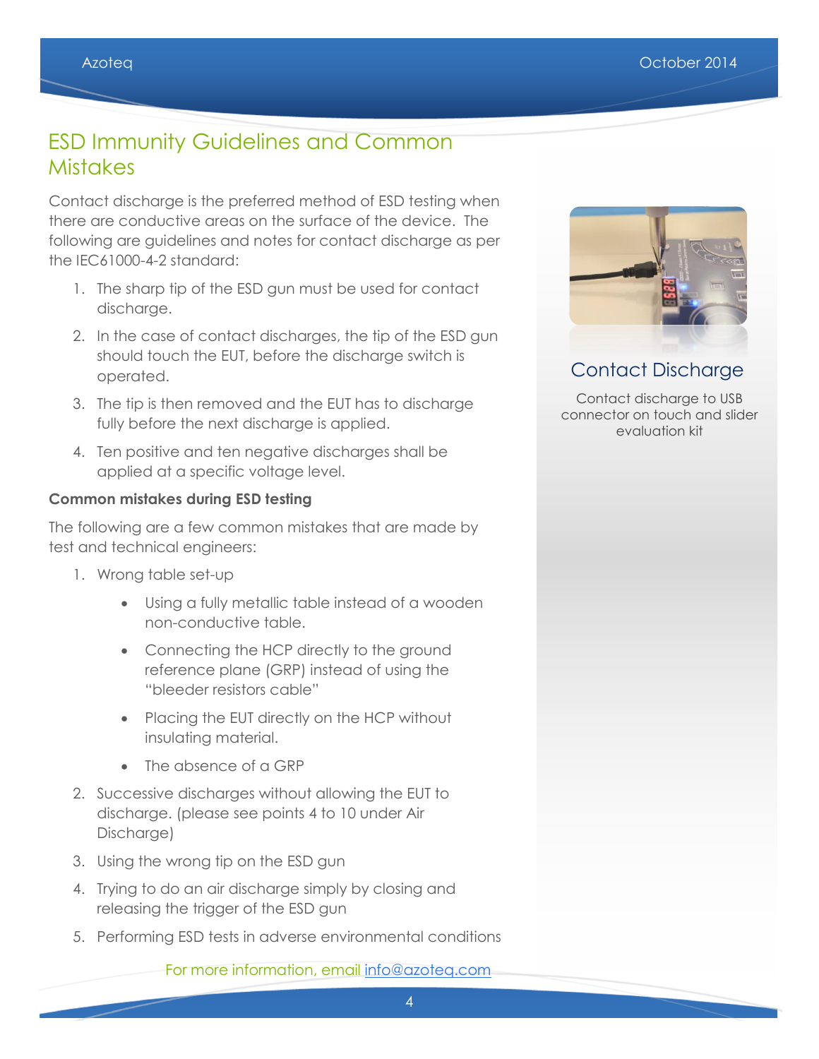# ESD Immunity Guidelines and Common Mistakes

Contact discharge is the preferred method of ESD testing when there are conductive areas on the surface of the device. The following are guidelines and notes for contact discharge as per the IEC61000-4-2 standard:

1. The sharp tip of the ESD gun must be used for contact discharge.
2. In the case of contact discharges, the tip of the ESD gun should touch the EUT, before the discharge switch is operated.
3. The tip is then removed and the EUT has to discharge fully before the next discharge is applied.
4. Ten positive and ten negative discharges shall be applied at a specific voltage level.

**Common mistakes during ESD testing**

The following are a few common mistakes that are made by test and technical engineers:

1. Wrong table set-up
   - Using a fully metallic table instead of a wooden non-conductive table.
   - Connecting the HCP directly to the ground reference plane (GRP) instead of using the "bleeder resistors cable"
   - Placing the EUT directly on the HCP without insulating material.
   - The absence of a GRP
2. Successive discharges without allowing the EUT to discharge. (please see points 4 to 10 under Air Discharge)
3. Using the wrong tip on the ESD gun
4. Trying to do an air discharge simply by closing and releasing the trigger of the ESD gun
5. Performing ESD tests in adverse environmental conditions

## Contact Discharge

Contact discharge to USB connector on touch and slider evaluation kit

For more information, email info@azoteq.com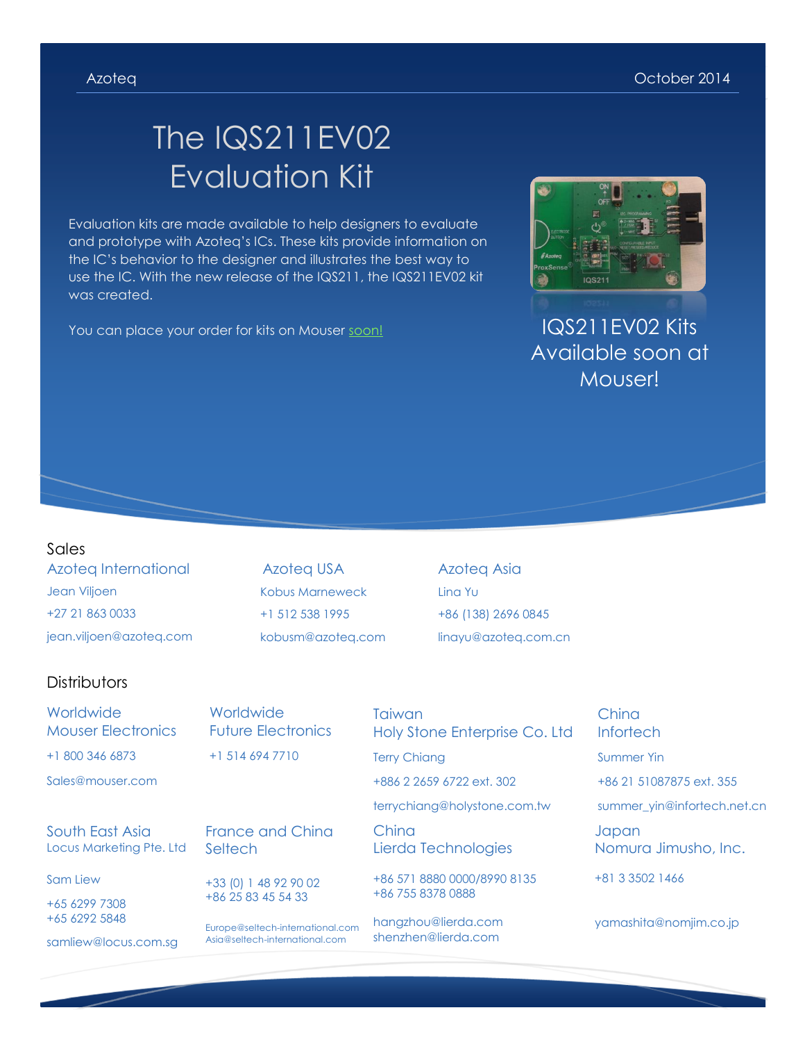Azoteq October 2014

# The IQS211EV02 Evaluation Kit

Evaluation kits are made available to help designers to evaluate and prototype with Azoteq's ICs. These kits provide information on the IC's behavior to the designer and illustrates the best way to use the IC. With the new release of the IQS211, the IQS211EV02 kit was created.

You can place your order for kits on Mouser soon!

IQS211EV02 Kits Available soon at Mouser!

## Sales

**Azoteq International**
Jean Viljoen
+27 21 863 0033
jean.viljoen@azoteq.com

**Azoteq USA**
Kobus Marneweck
+1 512 538 1995
kobusm@azoteq.com

**Azoteq Asia**
Lina Yu
+86 (138) 2696 0845
linayu@azoteq.com.cn

## Distributors

**Worldwide**
Mouser Electronics
+1 800 346 6873
Sales@mouser.com

**Worldwide**
Future Electronics
+1 514 694 7710

**Taiwan**
Holy Stone Enterprise Co. Ltd
Terry Chiang
+886 2 2659 6722 ext. 302
terrychiang@holystone.com.tw

**China**
Infortech
Summer Yin
+86 21 51087875 ext. 355
summer_yin@infortech.net.cn

**South East Asia**
Locus Marketing Pte. Ltd
Sam Liew
+65 6299 7308
+65 6292 5848
samliew@locus.com.sg

**France and China**
Seltech
+33 (0) 1 48 92 90 02
+86 25 83 45 54 33
Europe@seltech-international.com
Asia@seltech-international.com

**China**
Lierda Technologies
+86 571 8880 0000/8990 8135
+86 755 8378 0888
hangzhou@lierda.com
shenzhen@lierda.com

**Japan**
Nomura Jimusho, Inc.
+81 3 3502 1466
yamashita@nomjim.co.jp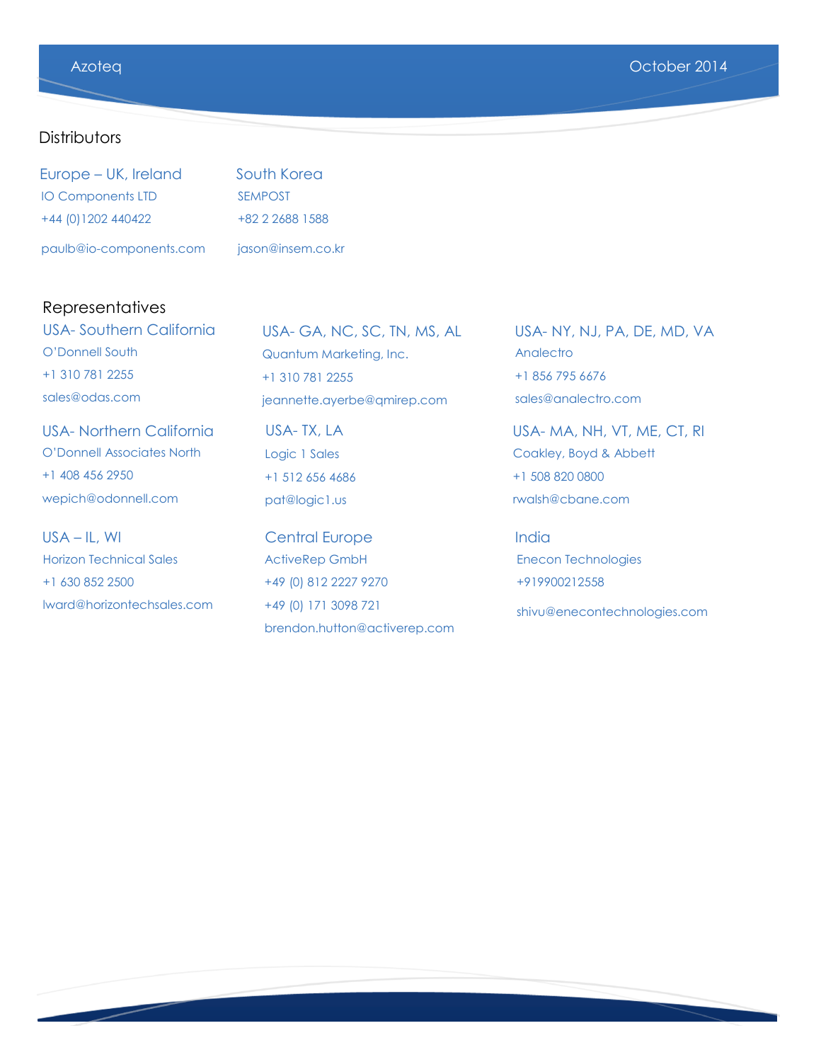## Distributors

### Europe – UK, Ireland
IO Components LTD
+44 (0)1202 440422
paulb@io-components.com

### South Korea
SEMPOST
+82 2 2688 1588
jason@insem.co.kr

## Representatives

### USA- Southern California
O'Donnell South
+1 310 781 2255
sales@odas.com

### USA- Northern California
O'Donnell Associates North
+1 408 456 2950
wepich@odonnell.com

### USA – IL, WI
Horizon Technical Sales
+1 630 852 2500
lward@horizontechsales.com

### USA- GA, NC, SC, TN, MS, AL
Quantum Marketing, Inc.
+1 310 781 2255
jeannette.ayerbe@qmirep.com

### USA- TX, LA
Logic 1 Sales
+1 512 656 4686
pat@logic1.us

### Central Europe
ActiveRep GmbH
+49 (0) 812 2227 9270
+49 (0) 171 3098 721
brendon.hutton@activerep.com

### USA- NY, NJ, PA, DE, MD, VA
Analectro
+1 856 795 6676
sales@analectro.com

### USA- MA, NH, VT, ME, CT, RI
Coakley, Boyd & Abbett
+1 508 820 0800
rwalsh@cbane.com

### India
Enecon Technologies
+919900212558
shivu@enecontechnologies.com